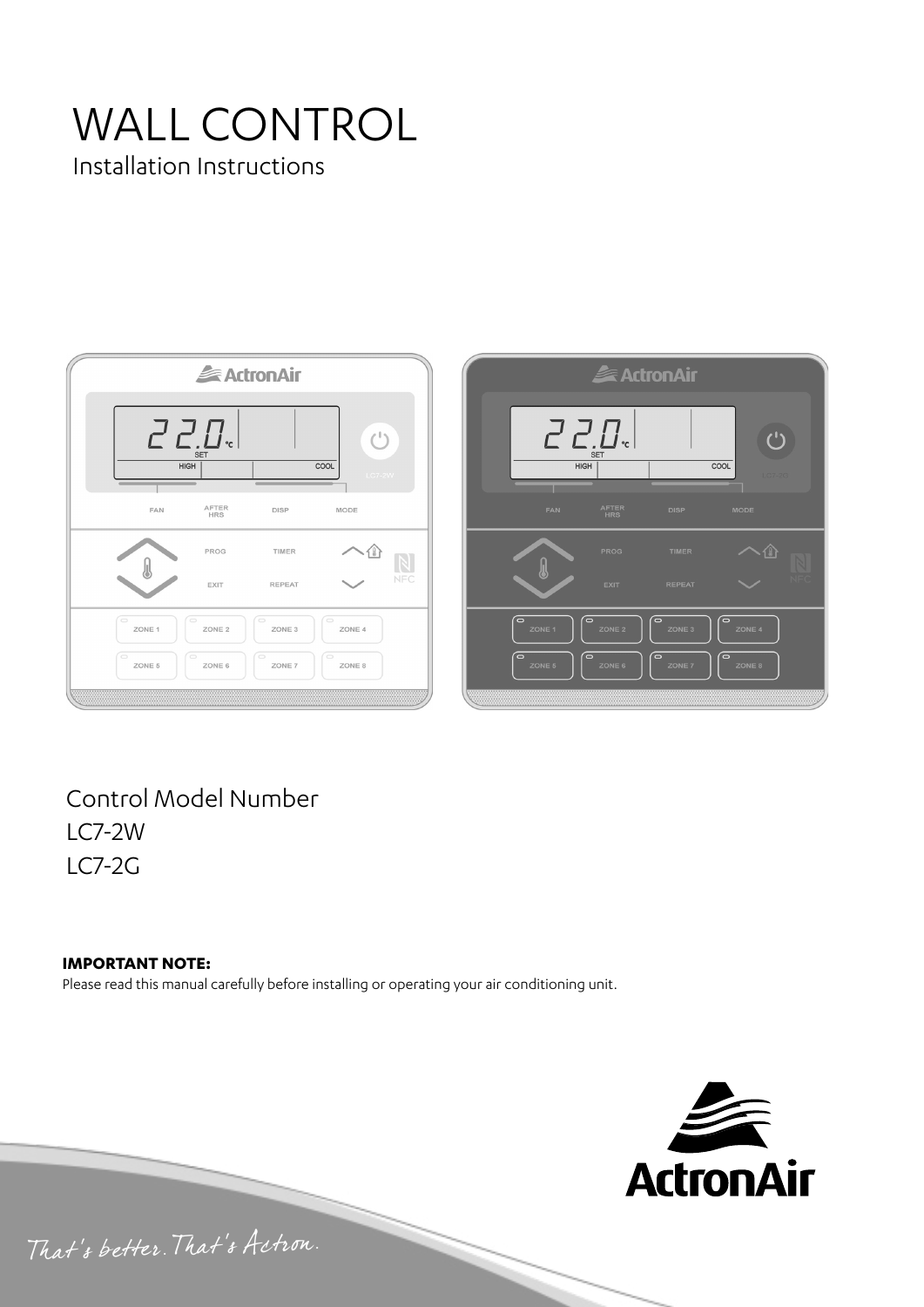# WALL CONTROL

Installation Instructions

Control Model Number

LC7-2W

LC7-2G

**IMPORTANT NOTE:**

Please read this manual carefully before installing or operating your air conditioning unit.

That's better. That's Actron.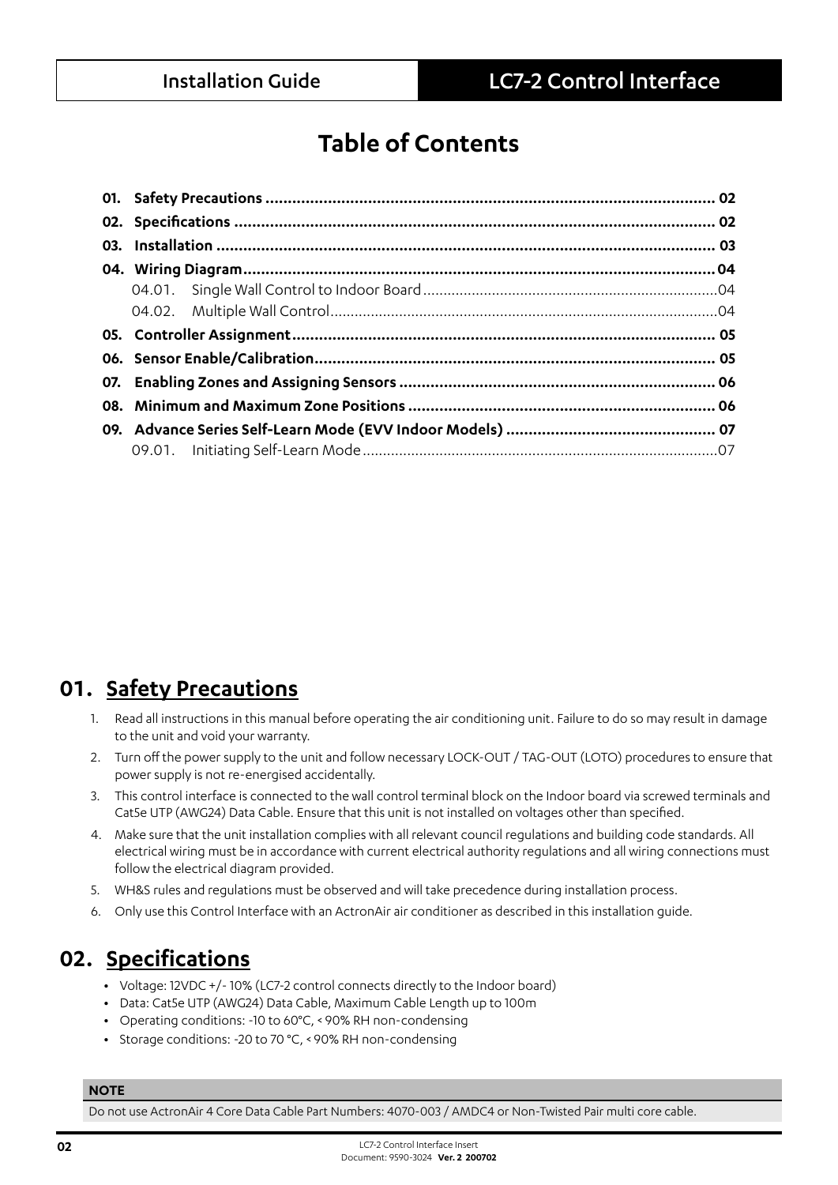# Table of Contents

**01. Safety Precautions** ..................................... **02**
**02. Specifications** ..................................... **02**
**03. Installation** ..................................... **03**
**04. Wiring Diagram** ..................................... **04**
- 04.01. Single Wall Control to Indoor Board ..................................... 04
- 04.02. Multiple Wall Control ..................................... 04

**05. Controller Assignment** ..................................... **05**
**06. Sensor Enable/Calibration** ..................................... **05**
**07. Enabling Zones and Assigning Sensors** ..................................... **06**
**08. Minimum and Maximum Zone Positions** ..................................... **06**
**09. Advance Series Self-Learn Mode (EVV Indoor Models)** ..................................... **07**
- 09.01. Initiating Self-Learn Mode ..................................... 07

## 01. Safety Precautions

1. Read all instructions in this manual before operating the air conditioning unit. Failure to do so may result in damage to the unit and void your warranty.
2. Turn off the power supply to the unit and follow necessary LOCK-OUT / TAG-OUT (LOTO) procedures to ensure that power supply is not re-energised accidentally.
3. This control interface is connected to the wall control terminal block on the Indoor board via screwed terminals and Cat5e UTP (AWG24) Data Cable. Ensure that this unit is not installed on voltages other than specified.
4. Make sure that the unit installation complies with all relevant council regulations and building code standards. All electrical wiring must be in accordance with current electrical authority regulations and all wiring connections must follow the electrical diagram provided.
5. WH&S rules and regulations must be observed and will take precedence during installation process.
6. Only use this Control Interface with an ActronAir air conditioner as described in this installation guide.

## 02. Specifications

- Voltage: 12VDC +/- 10% (LC7-2 control connects directly to the Indoor board)
- Data: Cat5e UTP (AWG24) Data Cable, Maximum Cable Length up to 100m
- Operating conditions: -10 to 60°C, < 90% RH non-condensing
- Storage conditions: -20 to 70 °C, < 90% RH non-condensing

**NOTE**

Do not use ActronAir 4 Core Data Cable Part Numbers: 4070-003 / AMDC4 or Non-Twisted Pair multi core cable.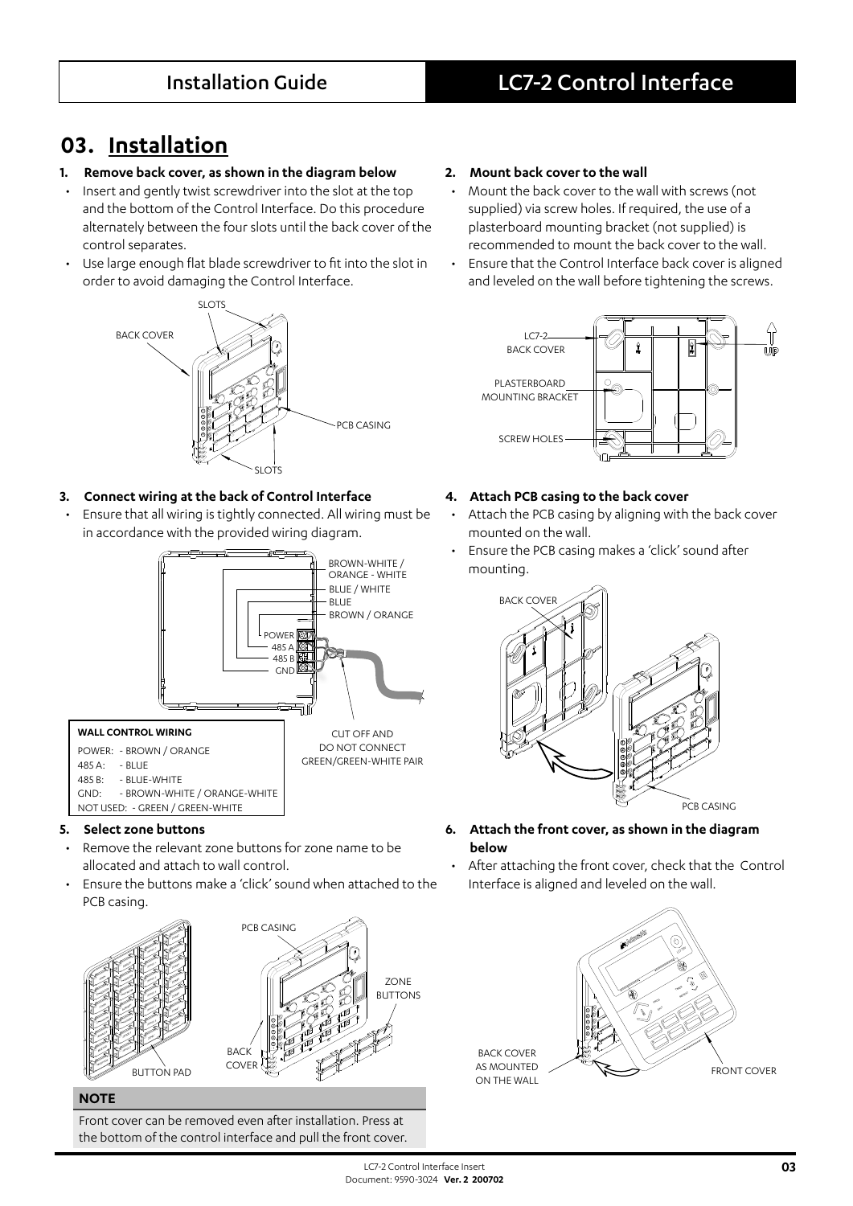## 03. Installation

**1. Remove back cover, as shown in the diagram below**

- Insert and gently twist screwdriver into the slot at the top and the bottom of the Control Interface. Do this procedure alternately between the four slots until the back cover of the control separates.
- Use large enough flat blade screwdriver to fit into the slot in order to avoid damaging the Control Interface.

**2. Mount back cover to the wall**

- Mount the back cover to the wall with screws (not supplied) via screw holes. If required, the use of a plasterboard mounting bracket (not supplied) is recommended to mount the back cover to the wall.
- Ensure that the Control Interface back cover is aligned and leveled on the wall before tightening the screws.

**3. Connect wiring at the back of Control Interface**

- Ensure that all wiring is tightly connected. All wiring must be in accordance with the provided wiring diagram.

**WALL CONTROL WIRING**

POWER: - BROWN / ORANGE
485 A: - BLUE
485 B: - BLUE-WHITE
GND: - BROWN-WHITE / ORANGE-WHITE
NOT USED: - GREEN / GREEN-WHITE

CUT OFF AND DO NOT CONNECT GREEN/GREEN-WHITE PAIR

**4. Attach PCB casing to the back cover**

- Attach the PCB casing by aligning with the back cover mounted on the wall.
- Ensure the PCB casing makes a 'click' sound after mounting.

**5. Select zone buttons**

- Remove the relevant zone buttons for zone name to be allocated and attach to wall control.
- Ensure the buttons make a 'click' sound when attached to the PCB casing.

**NOTE**

Front cover can be removed even after installation. Press at the bottom of the control interface and pull the front cover.

**6. Attach the front cover, as shown in the diagram below**

- After attaching the front cover, check that the Control Interface is aligned and leveled on the wall.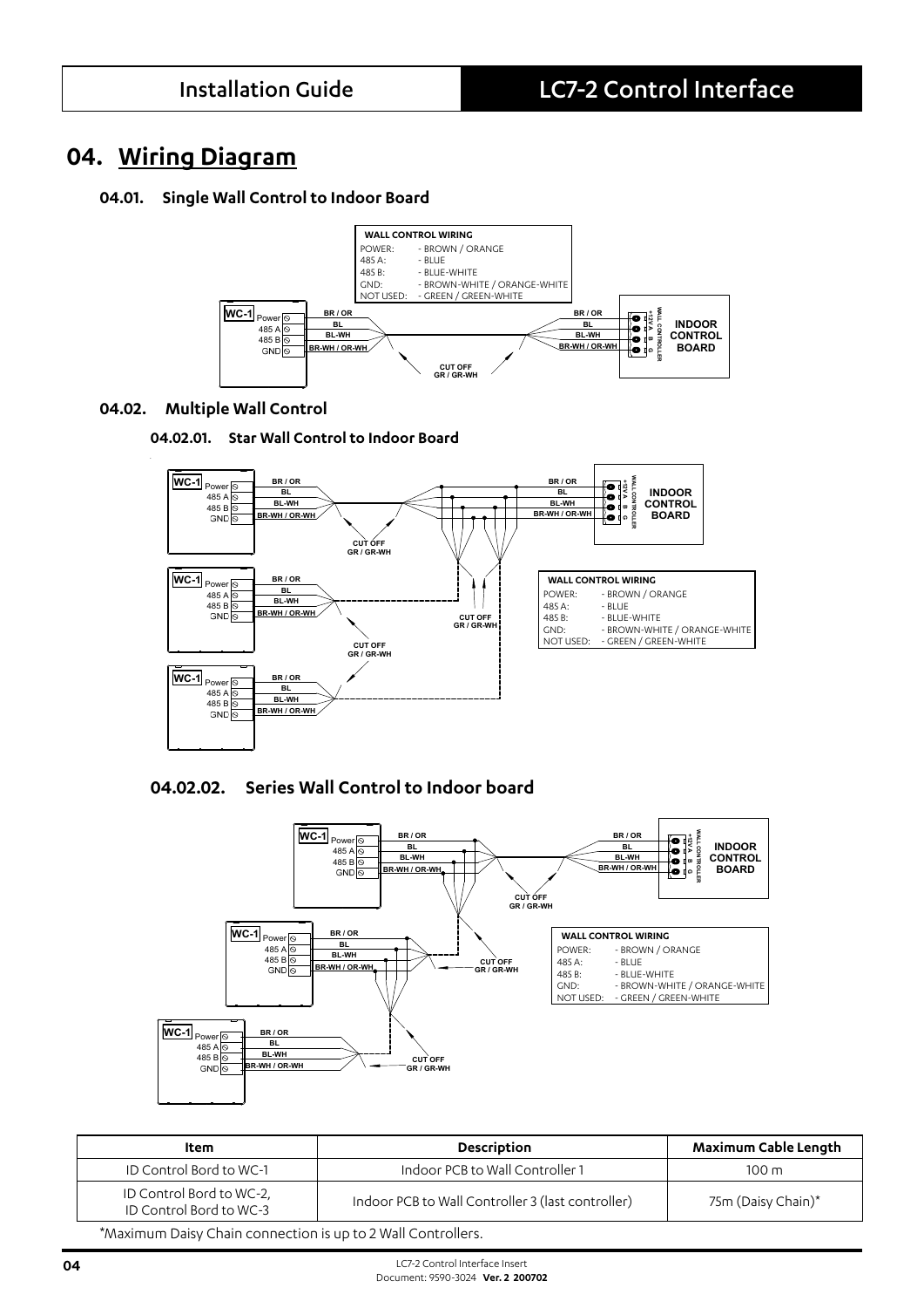# 04. Wiring Diagram

## 04.01. Single Wall Control to Indoor Board

WALL CONTROL WIRING
POWER: - BROWN / ORANGE
485 A: - BLUE
485 B: - BLUE-WHITE
GND: - BROWN-WHITE / ORANGE-WHITE
NOT USED: - GREEN / GREEN-WHITE

WC-1
Power
485 A
485 B
GND

BR / OR
BL
BL-WH
BR-WH / OR-WH

CUT OFF
GR / GR-WH

WALL CONTROLLER
+12V A B G

INDOOR CONTROL BOARD

## 04.02. Multiple Wall Control

### 04.02.01. Star Wall Control to Indoor Board

WC-1
Power
485 A
485 B
GND

BR / OR
BL
BL-WH
BR-WH / OR-WH

CUT OFF
GR / GR-WH

WALL CONTROLLER
+12V A B G

INDOOR CONTROL BOARD

WALL CONTROL WIRING
POWER: - BROWN / ORANGE
485 A: - BLUE
485 B: - BLUE-WHITE
GND: - BROWN-WHITE / ORANGE-WHITE
NOT USED: - GREEN / GREEN-WHITE

### 04.02.02. Series Wall Control to Indoor board

WC-1
Power
485 A
485 B
GND

BR / OR
BL
BL-WH
BR-WH / OR-WH

CUT OFF
GR / GR-WH

WALL CONTROLLER
+12V A B G

INDOOR CONTROL BOARD

WALL CONTROL WIRING
POWER: - BROWN / ORANGE
485 A: - BLUE
485 B: - BLUE-WHITE
GND: - BROWN-WHITE / ORANGE-WHITE
NOT USED: - GREEN / GREEN-WHITE

| Item | Description | Maximum Cable Length |
|---|---|---|
| ID Control Bord to WC-1 | Indoor PCB to Wall Controller 1 | 100 m |
| ID Control Bord to WC-2, ID Control Bord to WC-3 | Indoor PCB to Wall Controller 3 (last controller) | 75m (Daisy Chain)* |

*Maximum Daisy Chain connection is up to 2 Wall Controllers.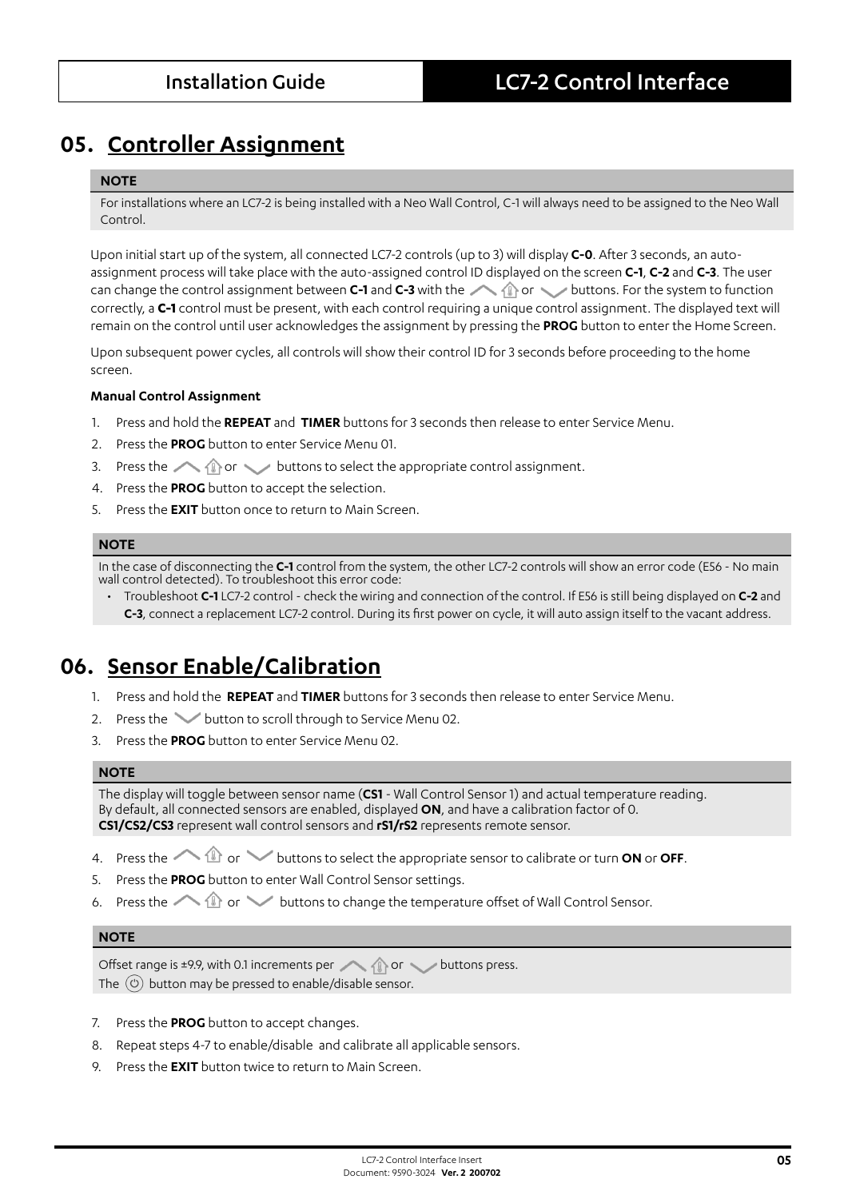## 05. Controller Assignment

**NOTE**

For installations where an LC7-2 is being installed with a Neo Wall Control, C-1 will always need to be assigned to the Neo Wall Control.

Upon initial start up of the system, all connected LC7-2 controls (up to 3) will display **C-0**. After 3 seconds, an auto-assignment process will take place with the auto-assigned control ID displayed on the screen **C-1**, **C-2** and **C-3**. The user can change the control assignment between **C-1** and **C-3** with the ⌃ ⌂ or ⌄ buttons. For the system to function correctly, a **C-1** control must be present, with each control requiring a unique control assignment. The displayed text will remain on the control until user acknowledges the assignment by pressing the **PROG** button to enter the Home Screen.

Upon subsequent power cycles, all controls will show their control ID for 3 seconds before proceeding to the home screen.

**Manual Control Assignment**

1. Press and hold the **REPEAT** and **TIMER** buttons for 3 seconds then release to enter Service Menu.
2. Press the **PROG** button to enter Service Menu 01.
3. Press the ⌃ ⌂ or ⌄ buttons to select the appropriate control assignment.
4. Press the **PROG** button to accept the selection.
5. Press the **EXIT** button once to return to Main Screen.

**NOTE**

In the case of disconnecting the **C-1** control from the system, the other LC7-2 controls will show an error code (E56 - No main wall control detected). To troubleshoot this error code:

- Troubleshoot **C-1** LC7-2 control - check the wiring and connection of the control. If E56 is still being displayed on **C-2** and **C-3**, connect a replacement LC7-2 control. During its first power on cycle, it will auto assign itself to the vacant address.

## 06. Sensor Enable/Calibration

1. Press and hold the **REPEAT** and **TIMER** buttons for 3 seconds then release to enter Service Menu.
2. Press the ⌄ button to scroll through to Service Menu 02.
3. Press the **PROG** button to enter Service Menu 02.

**NOTE**

The display will toggle between sensor name (**CS1** - Wall Control Sensor 1) and actual temperature reading.
By default, all connected sensors are enabled, displayed **ON**, and have a calibration factor of 0.
**CS1/CS2/CS3** represent wall control sensors and **rS1/rS2** represents remote sensor.

4. Press the ⌃ ⌂ or ⌄ buttons to select the appropriate sensor to calibrate or turn **ON** or **OFF**.
5. Press the **PROG** button to enter Wall Control Sensor settings.
6. Press the ⌃ ⌂ or ⌄ buttons to change the temperature offset of Wall Control Sensor.

**NOTE**

Offset range is ±9.9, with 0.1 increments per ⌃ ⌂ or ⌄ buttons press.
The ⏻ button may be pressed to enable/disable sensor.

7. Press the **PROG** button to accept changes.
8. Repeat steps 4-7 to enable/disable and calibrate all applicable sensors.
9. Press the **EXIT** button twice to return to Main Screen.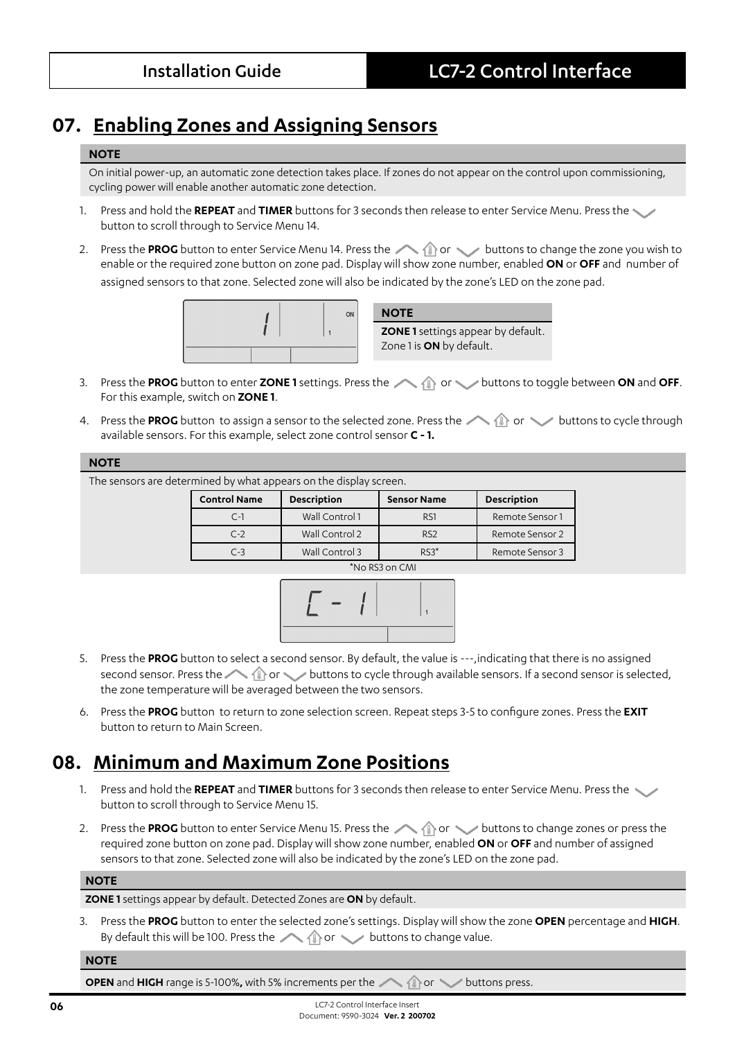## 07. Enabling Zones and Assigning Sensors

**NOTE**

On initial power-up, an automatic zone detection takes place. If zones do not appear on the control upon commissioning, cycling power will enable another automatic zone detection.

1. Press and hold the **REPEAT** and **TIMER** buttons for 3 seconds then release to enter Service Menu. Press the ﹀ button to scroll through to Service Menu 14.
2. Press the **PROG** button to enter Service Menu 14. Press the ︿ or ﹀ buttons to change the zone you wish to enable or the required zone button on zone pad. Display will show zone number, enabled **ON** or **OFF** and number of assigned sensors to that zone. Selected zone will also be indicated by the zone's LED on the zone pad.

1 ON 1

**NOTE**

**ZONE 1** settings appear by default. Zone 1 is **ON** by default.

3. Press the **PROG** button to enter **ZONE 1** settings. Press the ︿ or ﹀ buttons to toggle between **ON** and **OFF**. For this example, switch on **ZONE 1**.
4. Press the **PROG** button to assign a sensor to the selected zone. Press the ︿ or ﹀ buttons to cycle through available sensors. For this example, select zone control sensor **C - 1.**

**NOTE**

The sensors are determined by what appears on the display screen.

| Control Name | Description | Sensor Name | Description |
|---|---|---|---|
| C-1 | Wall Control 1 | RS1 | Remote Sensor 1 |
| C-2 | Wall Control 2 | RS2 | Remote Sensor 2 |
| C-3 | Wall Control 3 | RS3* | Remote Sensor 3 |

*No RS3 on CMI

C - 1 1

5. Press the **PROG** button to select a second sensor. By default, the value is ---,indicating that there is no assigned second sensor. Press the ︿ or ﹀ buttons to cycle through available sensors. If a second sensor is selected, the zone temperature will be averaged between the two sensors.
6. Press the **PROG** button to return to zone selection screen. Repeat steps 3-5 to configure zones. Press the **EXIT** button to return to Main Screen.

## 08. Minimum and Maximum Zone Positions

1. Press and hold the **REPEAT** and **TIMER** buttons for 3 seconds then release to enter Service Menu. Press the ﹀ button to scroll through to Service Menu 15.
2. Press the **PROG** button to enter Service Menu 15. Press the ︿ or ﹀ buttons to change zones or press the required zone button on zone pad. Display will show zone number, enabled **ON** or **OFF** and number of assigned sensors to that zone. Selected zone will also be indicated by the zone's LED on the zone pad.

**NOTE**

**ZONE 1** settings appear by default. Detected Zones are **ON** by default.

3. Press the **PROG** button to enter the selected zone's settings. Display will show the zone **OPEN** percentage and **HIGH**. By default this will be 100. Press the ︿ or ﹀ buttons to change value.

**NOTE**

**OPEN** and **HIGH** range is 5-100%**,** with 5% increments per the ︿ or ﹀ buttons press.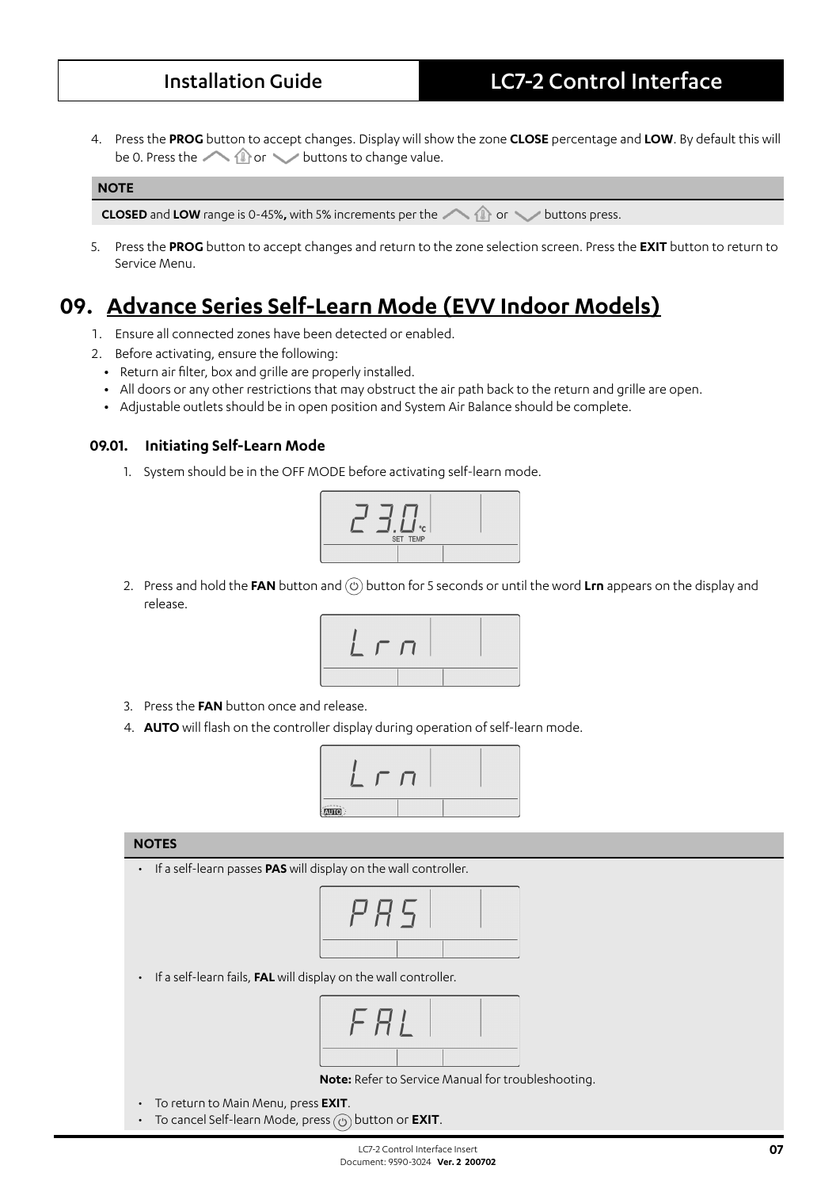4. Press the **PROG** button to accept changes. Display will show the zone **CLOSE** percentage and **LOW**. By default this will be 0. Press the or buttons to change value.

**NOTE**

**CLOSED** and **LOW** range is 0-45%**,** with 5% increments per the or buttons press.

5. Press the **PROG** button to accept changes and return to the zone selection screen. Press the **EXIT** button to return to Service Menu.

# 09. Advance Series Self-Learn Mode (EVV Indoor Models)

1. Ensure all connected zones have been detected or enabled.
2. Before activating, ensure the following:
   - Return air filter, box and grille are properly installed.
   - All doors or any other restrictions that may obstruct the air path back to the return and grille are open.
   - Adjustable outlets should be in open position and System Air Balance should be complete.

## 09.01. Initiating Self-Learn Mode

1. System should be in the OFF MODE before activating self-learn mode.

   23.0 °C SET TEMP

2. Press and hold the **FAN** button and button for 5 seconds or until the word **Lrn** appears on the display and release.

   Lrn

3. Press the **FAN** button once and release.
4. **AUTO** will flash on the controller display during operation of self-learn mode.

   Lrn AUTO

**NOTES**

- If a self-learn passes **PAS** will display on the wall controller.

  PAS

- If a self-learn fails, **FAL** will display on the wall controller.

  FAL

**Note:** Refer to Service Manual for troubleshooting.

- To return to Main Menu, press **EXIT**.
- To cancel Self-learn Mode, press button or **EXIT**.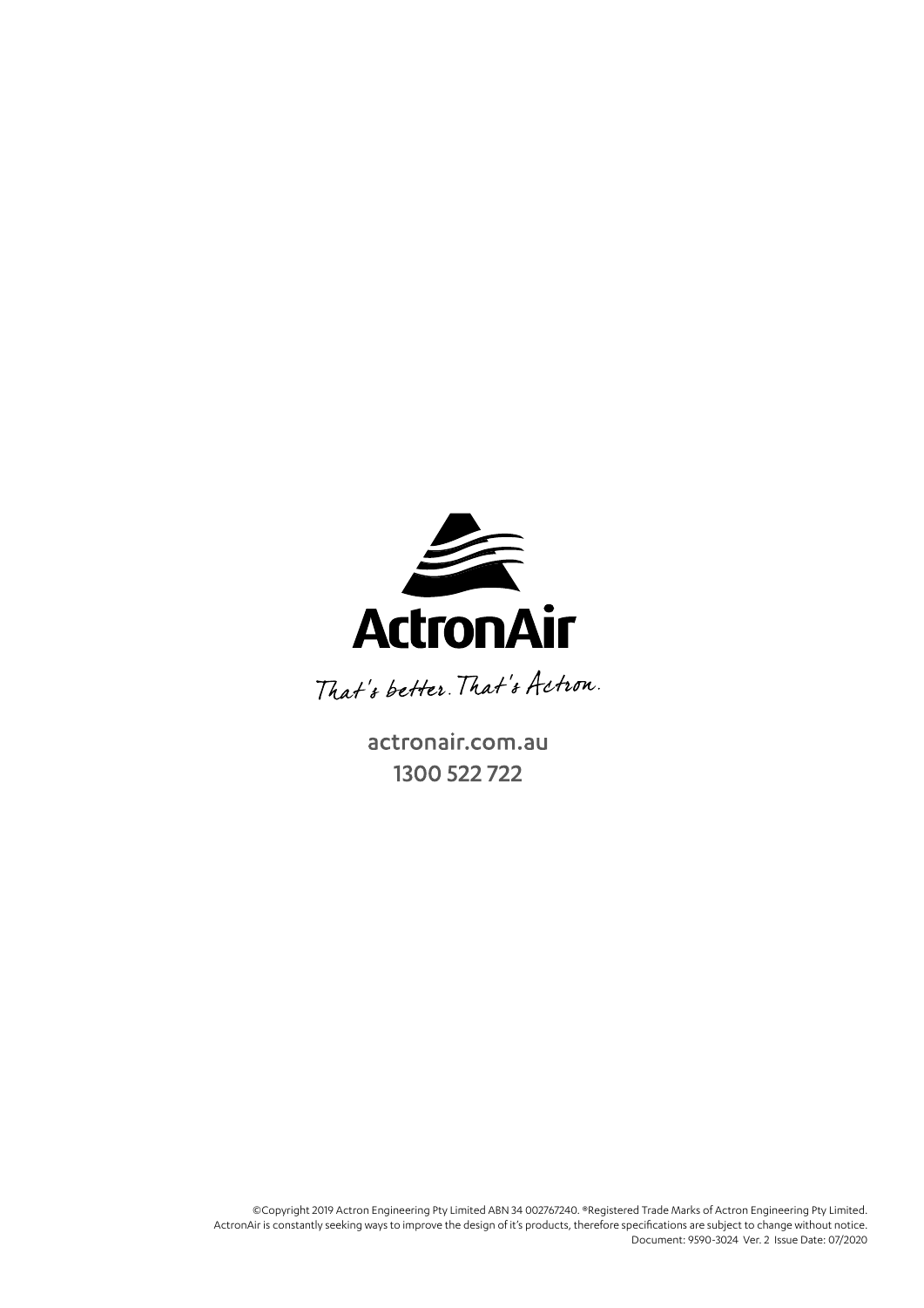ActronAir

That's better. That's Actron.

actronair.com.au
1300 522 722

©Copyright 2019 Actron Engineering Pty Limited ABN 34 002767240. ®Registered Trade Marks of Actron Engineering Pty Limited.
ActronAir is constantly seeking ways to improve the design of it's products, therefore specifications are subject to change without notice.
Document: 9590-3024 Ver. 2 Issue Date: 07/2020